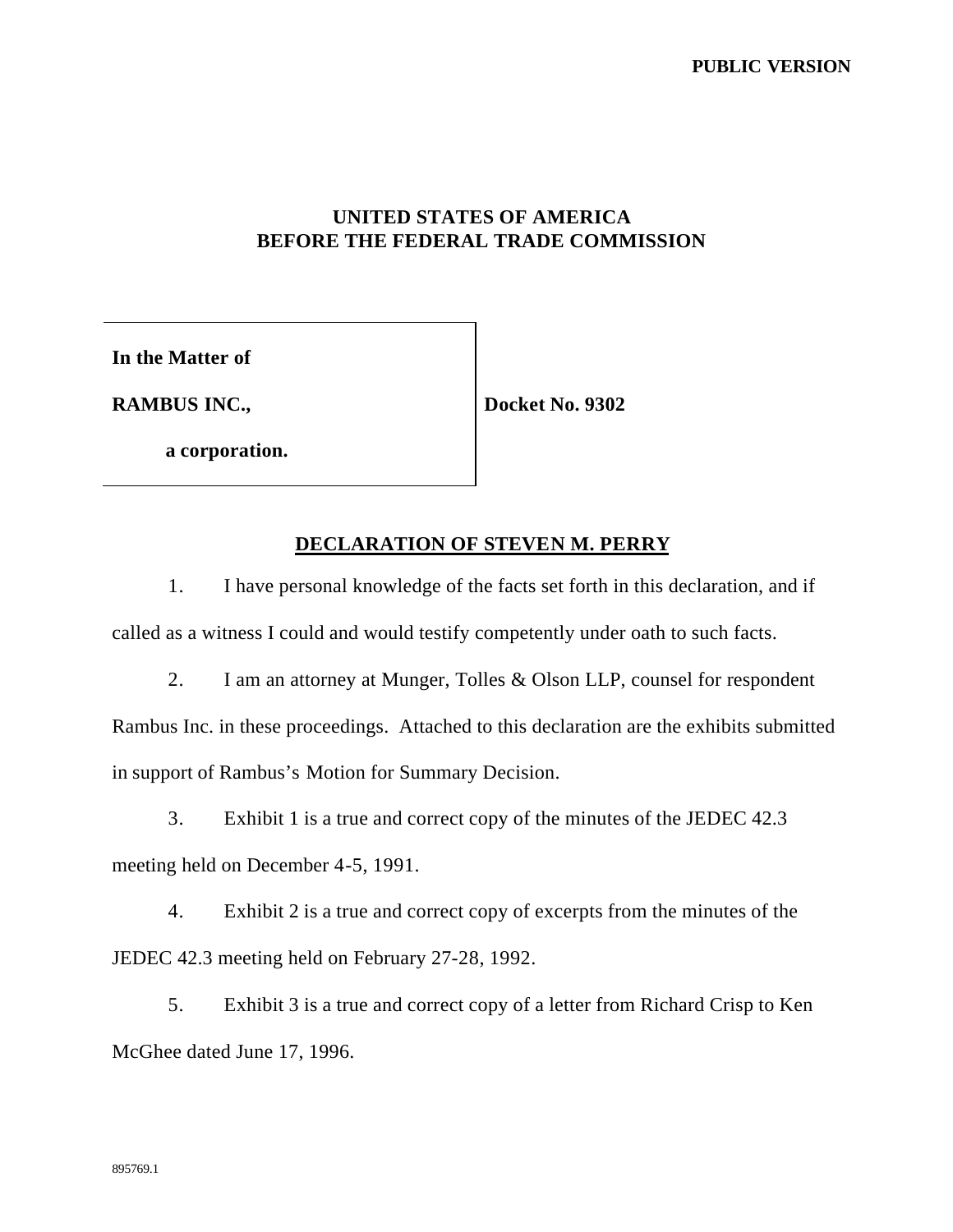**PUBLIC VERSION**

**UNITED STATES OF AMERICA**
**BEFORE THE FEDERAL TRADE COMMISSION**

| | |
|---|---|
| **In the Matter of**<br><br>**RAMBUS INC.,**<br><br>**a corporation.** | **Docket No. 9302** |

## DECLARATION OF STEVEN M. PERRY

1. I have personal knowledge of the facts set forth in this declaration, and if called as a witness I could and would testify competently under oath to such facts.

2. I am an attorney at Munger, Tolles & Olson LLP, counsel for respondent Rambus Inc. in these proceedings. Attached to this declaration are the exhibits submitted in support of Rambus's Motion for Summary Decision.

3. Exhibit 1 is a true and correct copy of the minutes of the JEDEC 42.3 meeting held on December 4-5, 1991.

4. Exhibit 2 is a true and correct copy of excerpts from the minutes of the JEDEC 42.3 meeting held on February 27-28, 1992.

5. Exhibit 3 is a true and correct copy of a letter from Richard Crisp to Ken McGhee dated June 17, 1996.

895769.1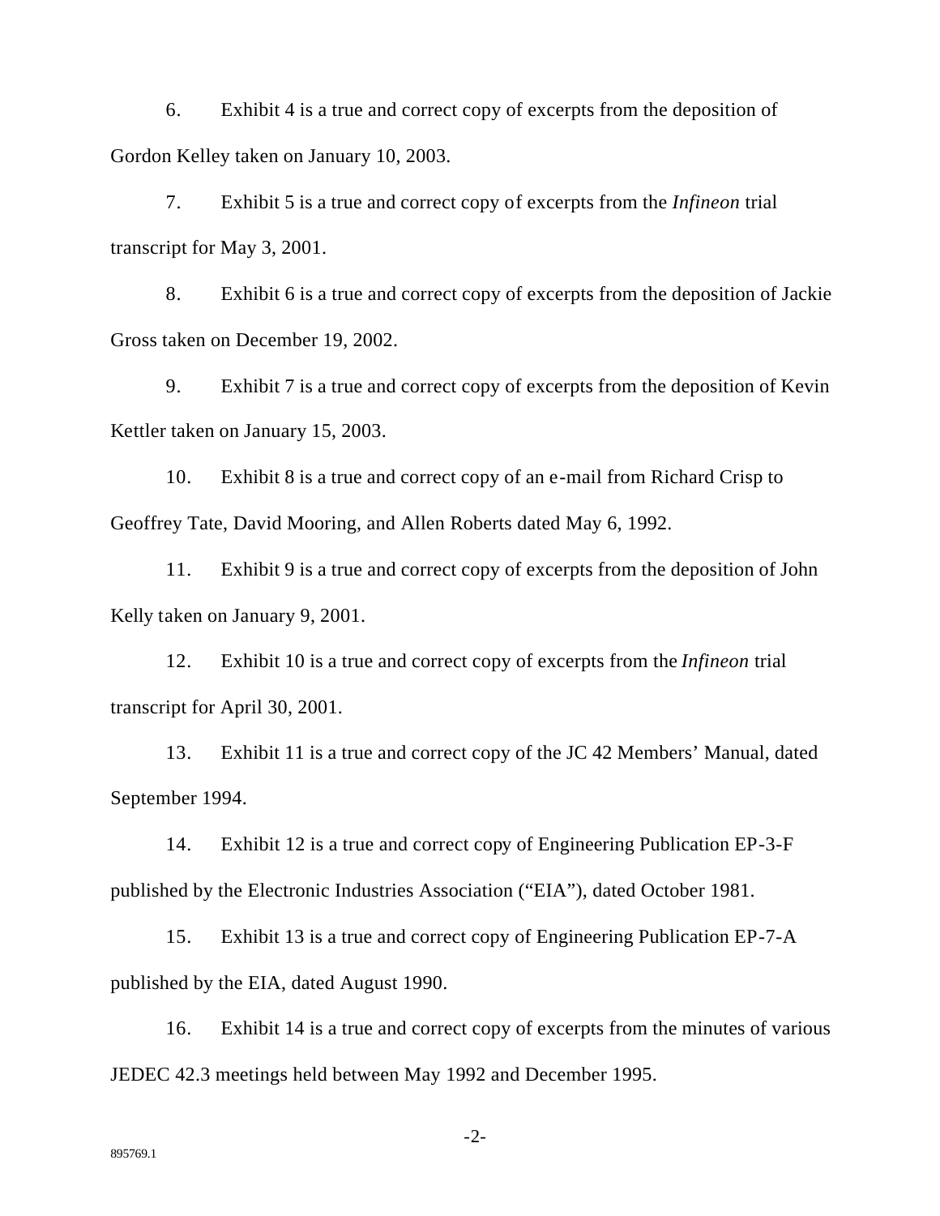6. Exhibit 4 is a true and correct copy of excerpts from the deposition of Gordon Kelley taken on January 10, 2003.

7. Exhibit 5 is a true and correct copy of excerpts from the *Infineon* trial transcript for May 3, 2001.

8. Exhibit 6 is a true and correct copy of excerpts from the deposition of Jackie Gross taken on December 19, 2002.

9. Exhibit 7 is a true and correct copy of excerpts from the deposition of Kevin Kettler taken on January 15, 2003.

10. Exhibit 8 is a true and correct copy of an e-mail from Richard Crisp to Geoffrey Tate, David Mooring, and Allen Roberts dated May 6, 1992.

11. Exhibit 9 is a true and correct copy of excerpts from the deposition of John Kelly taken on January 9, 2001.

12. Exhibit 10 is a true and correct copy of excerpts from the *Infineon* trial transcript for April 30, 2001.

13. Exhibit 11 is a true and correct copy of the JC 42 Members' Manual, dated September 1994.

14. Exhibit 12 is a true and correct copy of Engineering Publication EP-3-F published by the Electronic Industries Association ("EIA"), dated October 1981.

15. Exhibit 13 is a true and correct copy of Engineering Publication EP-7-A published by the EIA, dated August 1990.

16. Exhibit 14 is a true and correct copy of excerpts from the minutes of various JEDEC 42.3 meetings held between May 1992 and December 1995.

895769.1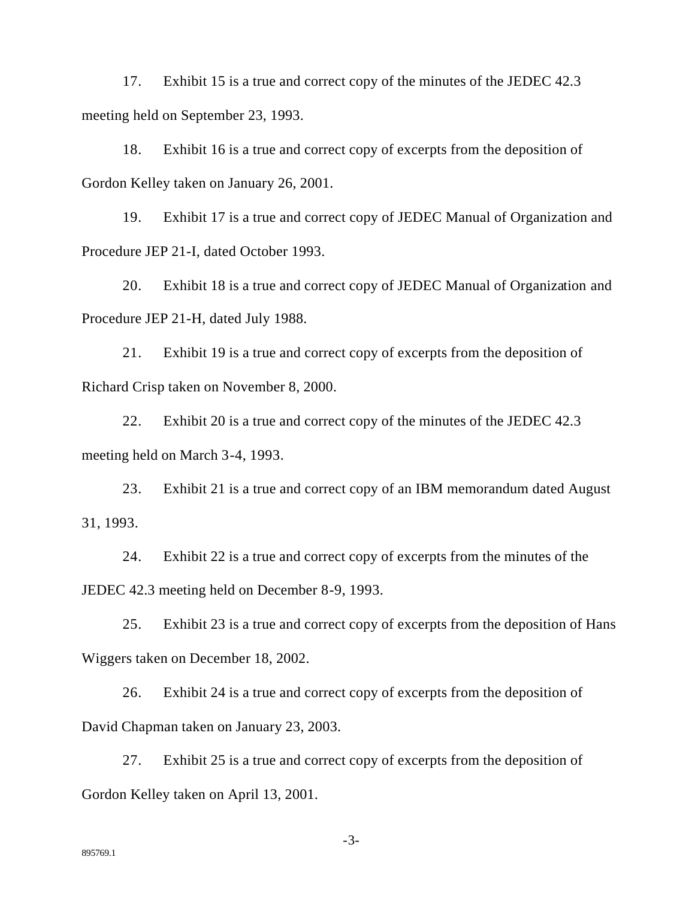17. Exhibit 15 is a true and correct copy of the minutes of the JEDEC 42.3 meeting held on September 23, 1993.

18. Exhibit 16 is a true and correct copy of excerpts from the deposition of Gordon Kelley taken on January 26, 2001.

19. Exhibit 17 is a true and correct copy of JEDEC Manual of Organization and Procedure JEP 21-I, dated October 1993.

20. Exhibit 18 is a true and correct copy of JEDEC Manual of Organization and Procedure JEP 21-H, dated July 1988.

21. Exhibit 19 is a true and correct copy of excerpts from the deposition of Richard Crisp taken on November 8, 2000.

22. Exhibit 20 is a true and correct copy of the minutes of the JEDEC 42.3 meeting held on March 3-4, 1993.

23. Exhibit 21 is a true and correct copy of an IBM memorandum dated August 31, 1993.

24. Exhibit 22 is a true and correct copy of excerpts from the minutes of the JEDEC 42.3 meeting held on December 8-9, 1993.

25. Exhibit 23 is a true and correct copy of excerpts from the deposition of Hans Wiggers taken on December 18, 2002.

26. Exhibit 24 is a true and correct copy of excerpts from the deposition of David Chapman taken on January 23, 2003.

27. Exhibit 25 is a true and correct copy of excerpts from the deposition of Gordon Kelley taken on April 13, 2001.

895769.1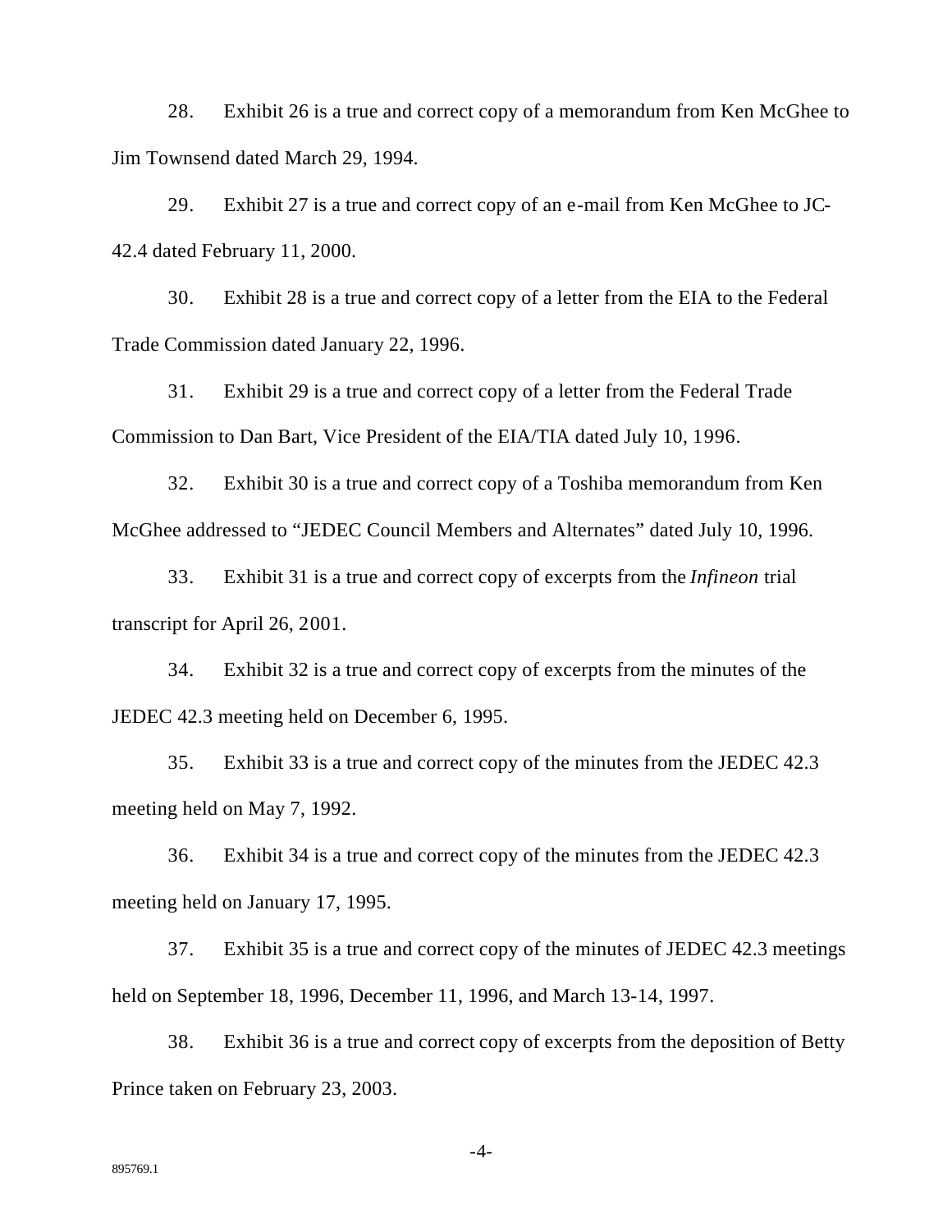28. Exhibit 26 is a true and correct copy of a memorandum from Ken McGhee to Jim Townsend dated March 29, 1994.

29. Exhibit 27 is a true and correct copy of an e-mail from Ken McGhee to JC-42.4 dated February 11, 2000.

30. Exhibit 28 is a true and correct copy of a letter from the EIA to the Federal Trade Commission dated January 22, 1996.

31. Exhibit 29 is a true and correct copy of a letter from the Federal Trade Commission to Dan Bart, Vice President of the EIA/TIA dated July 10, 1996.

32. Exhibit 30 is a true and correct copy of a Toshiba memorandum from Ken McGhee addressed to "JEDEC Council Members and Alternates" dated July 10, 1996.

33. Exhibit 31 is a true and correct copy of excerpts from the *Infineon* trial transcript for April 26, 2001.

34. Exhibit 32 is a true and correct copy of excerpts from the minutes of the JEDEC 42.3 meeting held on December 6, 1995.

35. Exhibit 33 is a true and correct copy of the minutes from the JEDEC 42.3 meeting held on May 7, 1992.

36. Exhibit 34 is a true and correct copy of the minutes from the JEDEC 42.3 meeting held on January 17, 1995.

37. Exhibit 35 is a true and correct copy of the minutes of JEDEC 42.3 meetings held on September 18, 1996, December 11, 1996, and March 13-14, 1997.

38. Exhibit 36 is a true and correct copy of excerpts from the deposition of Betty Prince taken on February 23, 2003.

895769.1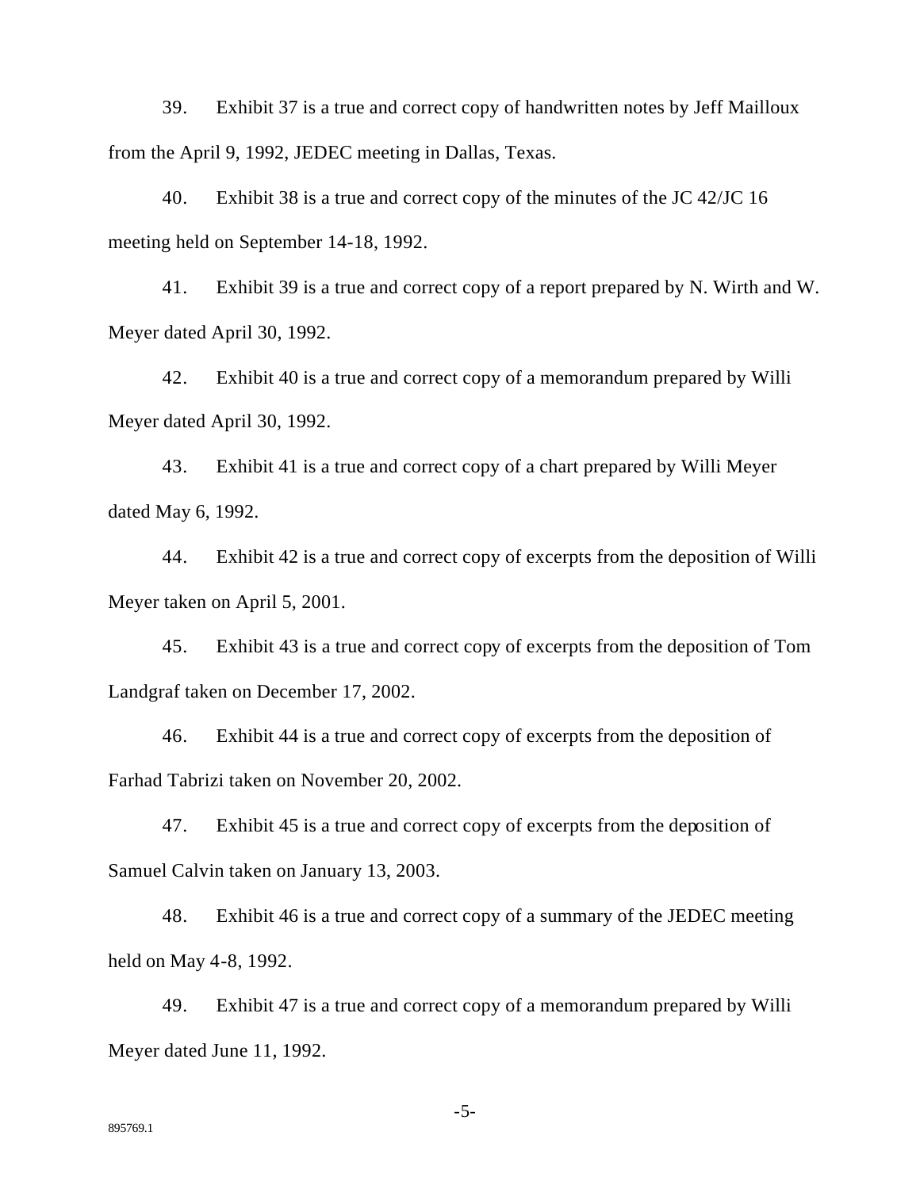39. Exhibit 37 is a true and correct copy of handwritten notes by Jeff Mailloux from the April 9, 1992, JEDEC meeting in Dallas, Texas.

40. Exhibit 38 is a true and correct copy of the minutes of the JC 42/JC 16 meeting held on September 14-18, 1992.

41. Exhibit 39 is a true and correct copy of a report prepared by N. Wirth and W. Meyer dated April 30, 1992.

42. Exhibit 40 is a true and correct copy of a memorandum prepared by Willi Meyer dated April 30, 1992.

43. Exhibit 41 is a true and correct copy of a chart prepared by Willi Meyer dated May 6, 1992.

44. Exhibit 42 is a true and correct copy of excerpts from the deposition of Willi Meyer taken on April 5, 2001.

45. Exhibit 43 is a true and correct copy of excerpts from the deposition of Tom Landgraf taken on December 17, 2002.

46. Exhibit 44 is a true and correct copy of excerpts from the deposition of Farhad Tabrizi taken on November 20, 2002.

47. Exhibit 45 is a true and correct copy of excerpts from the deposition of Samuel Calvin taken on January 13, 2003.

48. Exhibit 46 is a true and correct copy of a summary of the JEDEC meeting held on May 4-8, 1992.

49. Exhibit 47 is a true and correct copy of a memorandum prepared by Willi Meyer dated June 11, 1992.

895769.1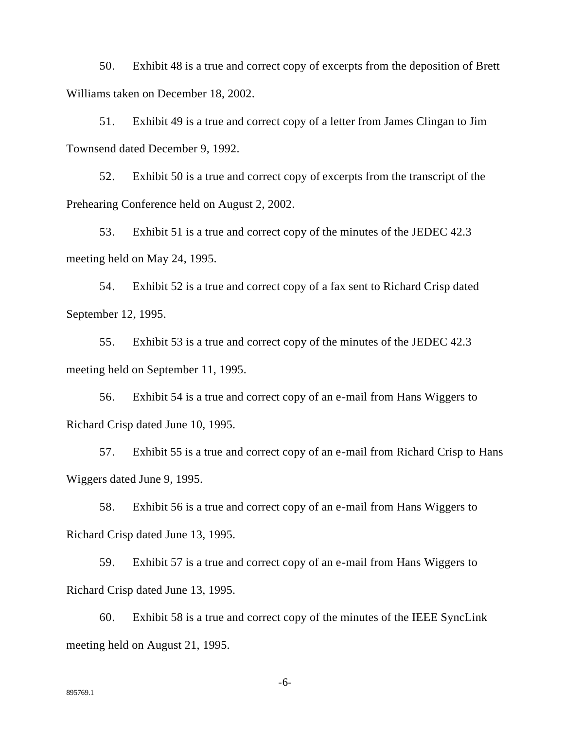50. Exhibit 48 is a true and correct copy of excerpts from the deposition of Brett Williams taken on December 18, 2002.

51. Exhibit 49 is a true and correct copy of a letter from James Clingan to Jim Townsend dated December 9, 1992.

52. Exhibit 50 is a true and correct copy of excerpts from the transcript of the Prehearing Conference held on August 2, 2002.

53. Exhibit 51 is a true and correct copy of the minutes of the JEDEC 42.3 meeting held on May 24, 1995.

54. Exhibit 52 is a true and correct copy of a fax sent to Richard Crisp dated September 12, 1995.

55. Exhibit 53 is a true and correct copy of the minutes of the JEDEC 42.3 meeting held on September 11, 1995.

56. Exhibit 54 is a true and correct copy of an e-mail from Hans Wiggers to Richard Crisp dated June 10, 1995.

57. Exhibit 55 is a true and correct copy of an e-mail from Richard Crisp to Hans Wiggers dated June 9, 1995.

58. Exhibit 56 is a true and correct copy of an e-mail from Hans Wiggers to Richard Crisp dated June 13, 1995.

59. Exhibit 57 is a true and correct copy of an e-mail from Hans Wiggers to Richard Crisp dated June 13, 1995.

60. Exhibit 58 is a true and correct copy of the minutes of the IEEE SyncLink meeting held on August 21, 1995.

895769.1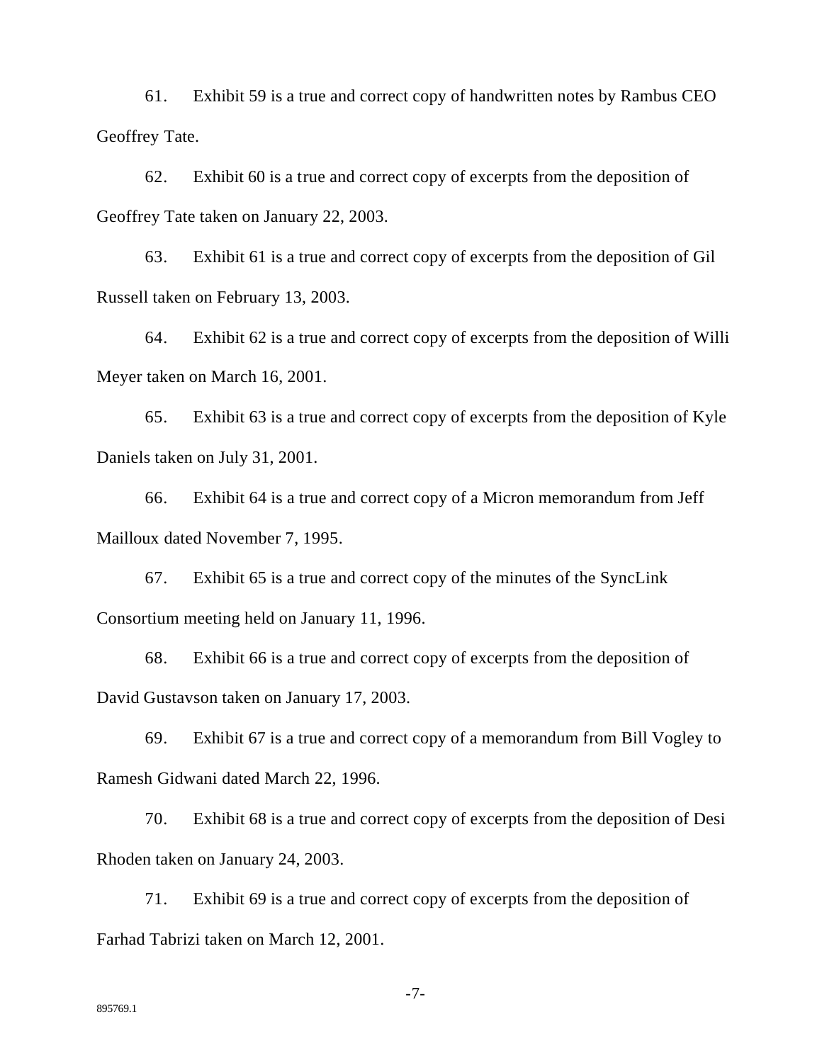61. Exhibit 59 is a true and correct copy of handwritten notes by Rambus CEO Geoffrey Tate.

62. Exhibit 60 is a true and correct copy of excerpts from the deposition of Geoffrey Tate taken on January 22, 2003.

63. Exhibit 61 is a true and correct copy of excerpts from the deposition of Gil Russell taken on February 13, 2003.

64. Exhibit 62 is a true and correct copy of excerpts from the deposition of Willi Meyer taken on March 16, 2001.

65. Exhibit 63 is a true and correct copy of excerpts from the deposition of Kyle Daniels taken on July 31, 2001.

66. Exhibit 64 is a true and correct copy of a Micron memorandum from Jeff Mailloux dated November 7, 1995.

67. Exhibit 65 is a true and correct copy of the minutes of the SyncLink Consortium meeting held on January 11, 1996.

68. Exhibit 66 is a true and correct copy of excerpts from the deposition of David Gustavson taken on January 17, 2003.

69. Exhibit 67 is a true and correct copy of a memorandum from Bill Vogley to Ramesh Gidwani dated March 22, 1996.

70. Exhibit 68 is a true and correct copy of excerpts from the deposition of Desi Rhoden taken on January 24, 2003.

71. Exhibit 69 is a true and correct copy of excerpts from the deposition of Farhad Tabrizi taken on March 12, 2001.

895769.1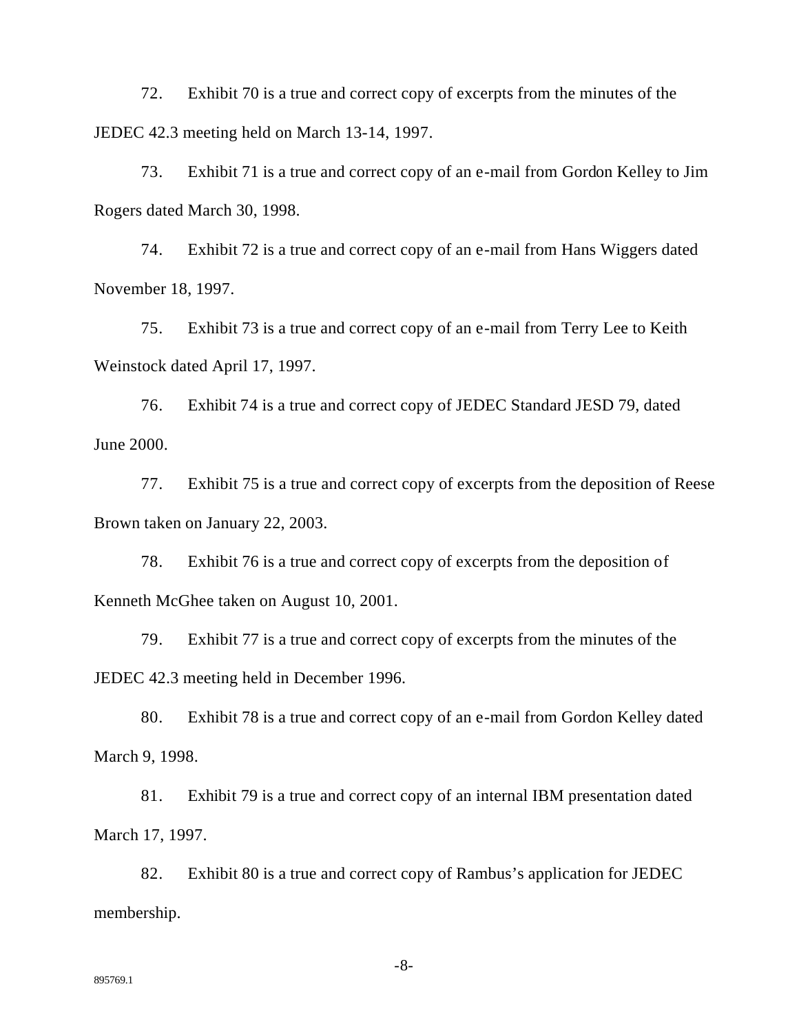72. Exhibit 70 is a true and correct copy of excerpts from the minutes of the JEDEC 42.3 meeting held on March 13-14, 1997.

73. Exhibit 71 is a true and correct copy of an e-mail from Gordon Kelley to Jim Rogers dated March 30, 1998.

74. Exhibit 72 is a true and correct copy of an e-mail from Hans Wiggers dated November 18, 1997.

75. Exhibit 73 is a true and correct copy of an e-mail from Terry Lee to Keith Weinstock dated April 17, 1997.

76. Exhibit 74 is a true and correct copy of JEDEC Standard JESD 79, dated June 2000.

77. Exhibit 75 is a true and correct copy of excerpts from the deposition of Reese Brown taken on January 22, 2003.

78. Exhibit 76 is a true and correct copy of excerpts from the deposition of Kenneth McGhee taken on August 10, 2001.

79. Exhibit 77 is a true and correct copy of excerpts from the minutes of the JEDEC 42.3 meeting held in December 1996.

80. Exhibit 78 is a true and correct copy of an e-mail from Gordon Kelley dated March 9, 1998.

81. Exhibit 79 is a true and correct copy of an internal IBM presentation dated March 17, 1997.

82. Exhibit 80 is a true and correct copy of Rambus's application for JEDEC membership.

895769.1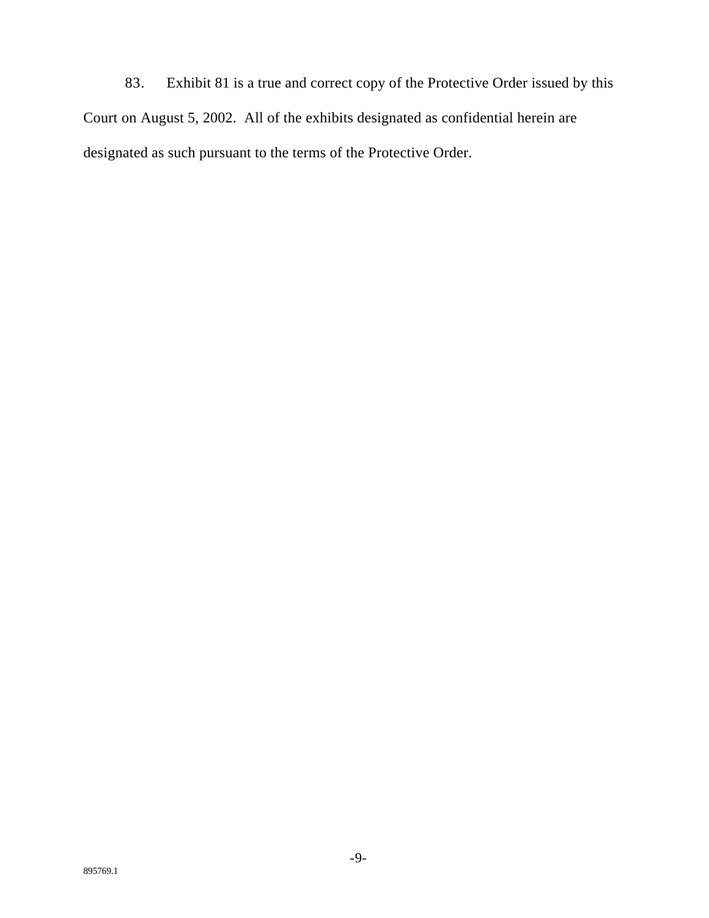83.  Exhibit 81 is a true and correct copy of the Protective Order issued by this Court on August 5, 2002.  All of the exhibits designated as confidential herein are designated as such pursuant to the terms of the Protective Order.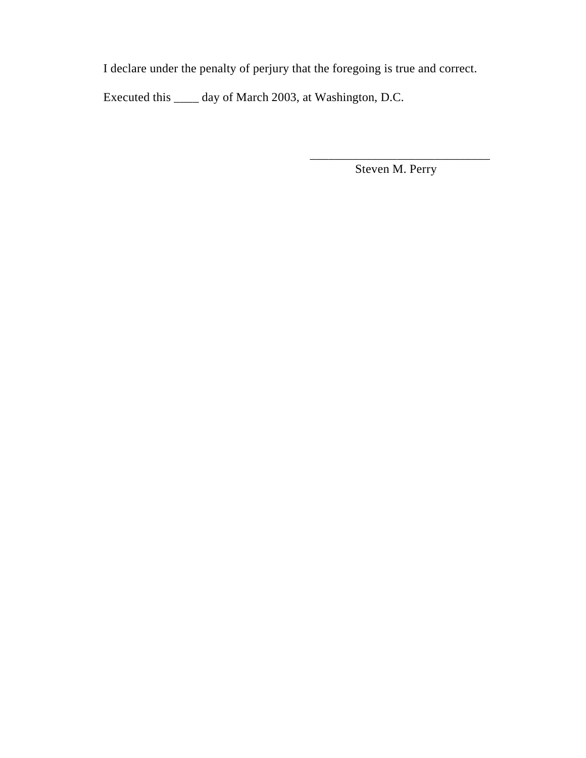I declare under the penalty of perjury that the foregoing is true and correct.

Executed this ____ day of March 2003, at Washington, D.C.

_______________________________

Steven M. Perry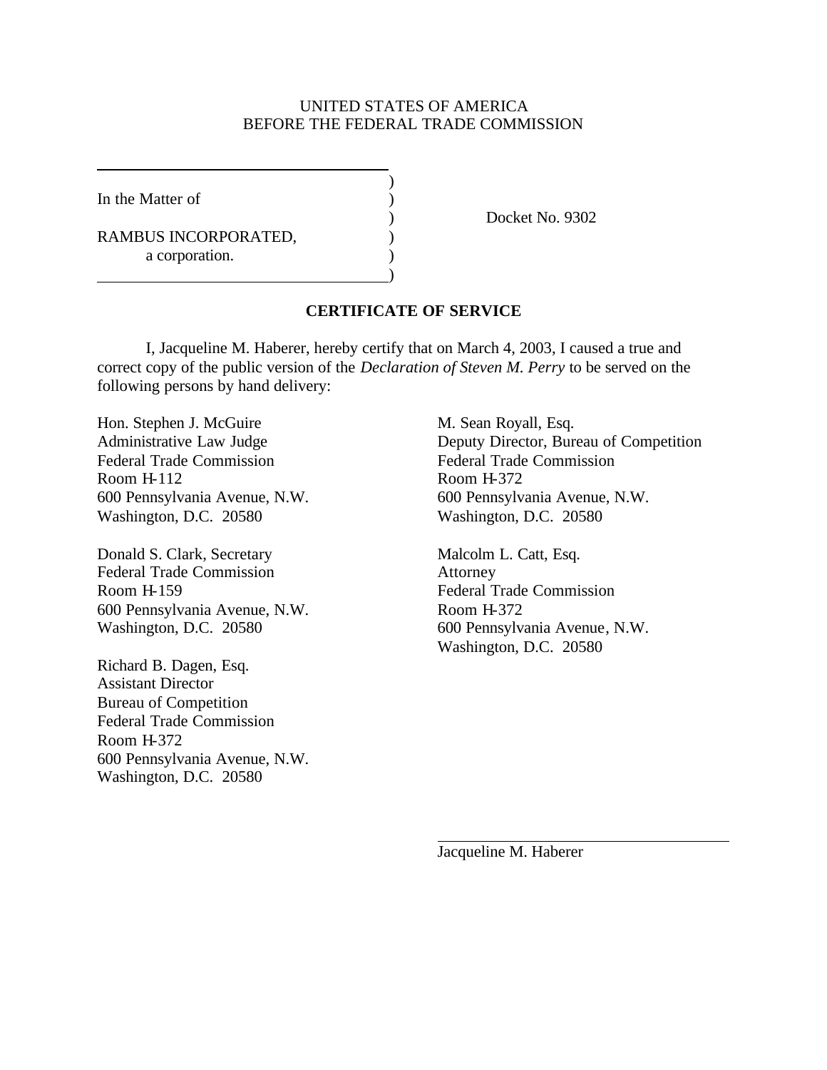UNITED STATES OF AMERICA
BEFORE THE FEDERAL TRADE COMMISSION

| | | |
|---|---|---|
| In the Matter of | ) | |
| | ) | Docket No. 9302 |
| RAMBUS INCORPORATED, a corporation. | ) | |

## CERTIFICATE OF SERVICE

I, Jacqueline M. Haberer, hereby certify that on March 4, 2003, I caused a true and correct copy of the public version of the *Declaration of Steven M. Perry* to be served on the following persons by hand delivery:

Hon. Stephen J. McGuire
Administrative Law Judge
Federal Trade Commission
Room H-112
600 Pennsylvania Avenue, N.W.
Washington, D.C. 20580

Donald S. Clark, Secretary
Federal Trade Commission
Room H-159
600 Pennsylvania Avenue, N.W.
Washington, D.C. 20580

Richard B. Dagen, Esq.
Assistant Director
Bureau of Competition
Federal Trade Commission
Room H-372
600 Pennsylvania Avenue, N.W.
Washington, D.C. 20580

M. Sean Royall, Esq.
Deputy Director, Bureau of Competition
Federal Trade Commission
Room H-372
600 Pennsylvania Avenue, N.W.
Washington, D.C. 20580

Malcolm L. Catt, Esq.
Attorney
Federal Trade Commission
Room H-372
600 Pennsylvania Avenue, N.W.
Washington, D.C. 20580

Jacqueline M. Haberer